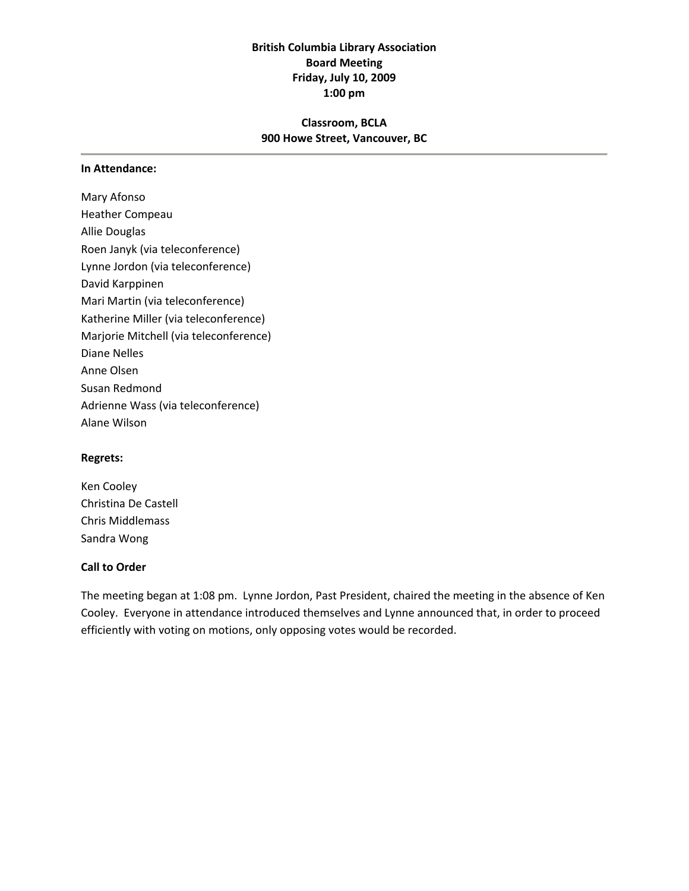**British Columbia Library Association**
**Board Meeting**
**Friday, July 10, 2009**
**1:00 pm**

**Classroom, BCLA**
**900 Howe Street, Vancouver, BC**

---

**In Attendance:**

Mary Afonso
Heather Compeau
Allie Douglas
Roen Janyk (via teleconference)
Lynne Jordon (via teleconference)
David Karppinen
Mari Martin (via teleconference)
Katherine Miller (via teleconference)
Marjorie Mitchell (via teleconference)
Diane Nelles
Anne Olsen
Susan Redmond
Adrienne Wass (via teleconference)
Alane Wilson

**Regrets:**

Ken Cooley
Christina De Castell
Chris Middlemass
Sandra Wong

**Call to Order**

The meeting began at 1:08 pm. Lynne Jordon, Past President, chaired the meeting in the absence of Ken Cooley. Everyone in attendance introduced themselves and Lynne announced that, in order to proceed efficiently with voting on motions, only opposing votes would be recorded.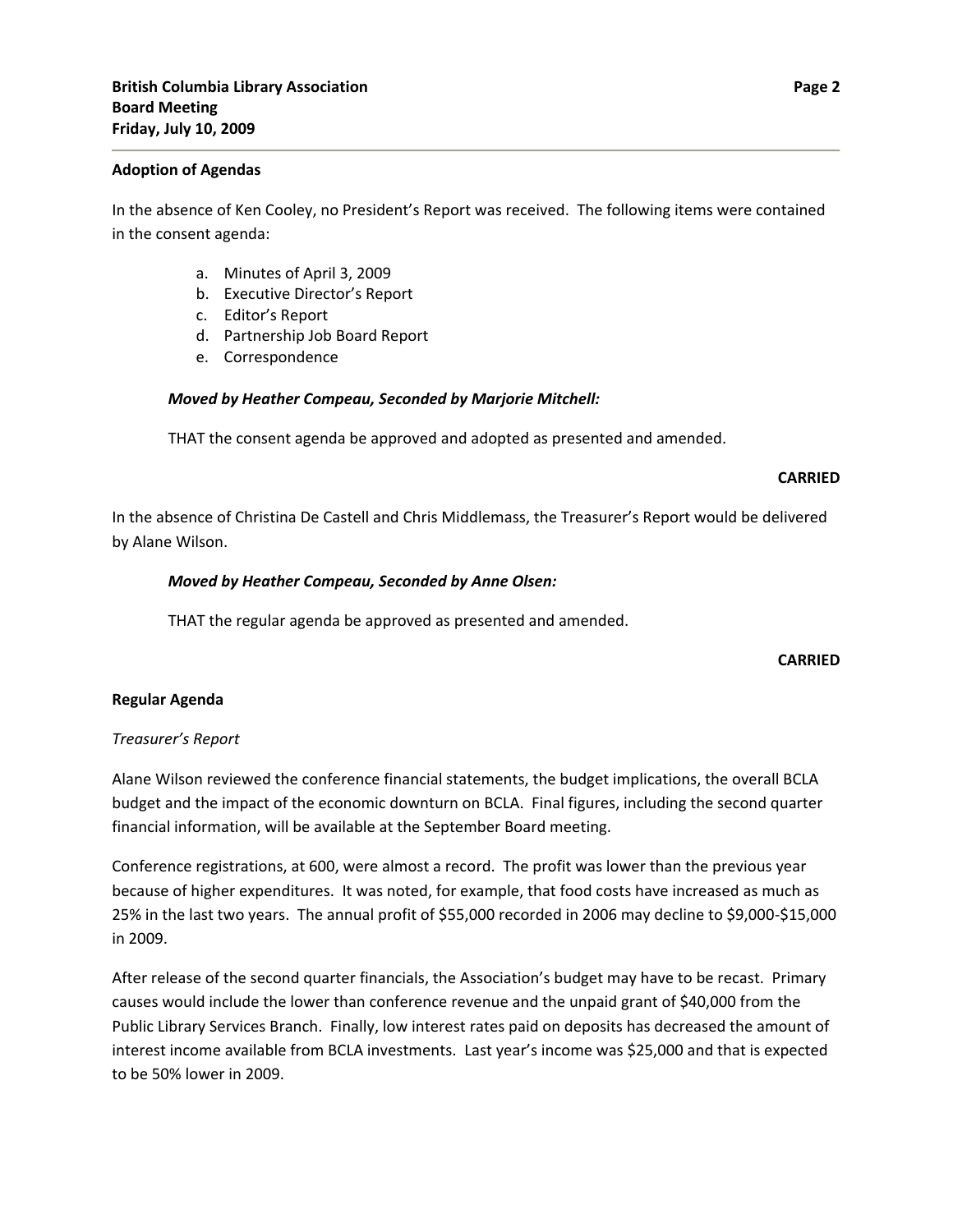**Adoption of Agendas**

In the absence of Ken Cooley, no President's Report was received. The following items were contained in the consent agenda:

a. Minutes of April 3, 2009
b. Executive Director's Report
c. Editor's Report
d. Partnership Job Board Report
e. Correspondence

***Moved by Heather Compeau, Seconded by Marjorie Mitchell:***

THAT the consent agenda be approved and adopted as presented and amended.

**CARRIED**

In the absence of Christina De Castell and Chris Middlemass, the Treasurer's Report would be delivered by Alane Wilson.

***Moved by Heather Compeau, Seconded by Anne Olsen:***

THAT the regular agenda be approved as presented and amended.

**CARRIED**

**Regular Agenda**

*Treasurer's Report*

Alane Wilson reviewed the conference financial statements, the budget implications, the overall BCLA budget and the impact of the economic downturn on BCLA. Final figures, including the second quarter financial information, will be available at the September Board meeting.

Conference registrations, at 600, were almost a record. The profit was lower than the previous year because of higher expenditures. It was noted, for example, that food costs have increased as much as 25% in the last two years. The annual profit of $55,000 recorded in 2006 may decline to $9,000-$15,000 in 2009.

After release of the second quarter financials, the Association's budget may have to be recast. Primary causes would include the lower than conference revenue and the unpaid grant of $40,000 from the Public Library Services Branch. Finally, low interest rates paid on deposits has decreased the amount of interest income available from BCLA investments. Last year's income was $25,000 and that is expected to be 50% lower in 2009.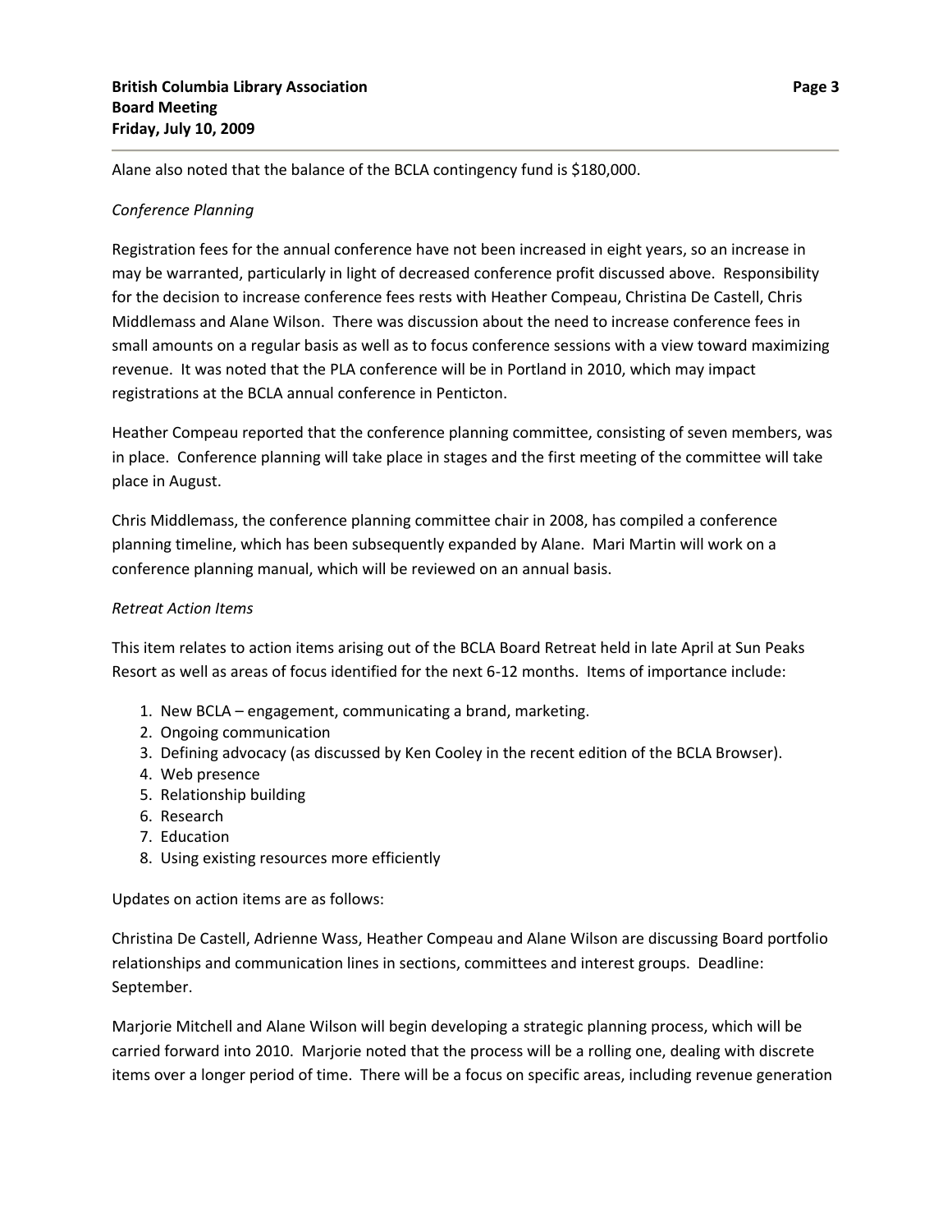Alane also noted that the balance of the BCLA contingency fund is $180,000.

*Conference Planning*

Registration fees for the annual conference have not been increased in eight years, so an increase in may be warranted, particularly in light of decreased conference profit discussed above. Responsibility for the decision to increase conference fees rests with Heather Compeau, Christina De Castell, Chris Middlemass and Alane Wilson. There was discussion about the need to increase conference fees in small amounts on a regular basis as well as to focus conference sessions with a view toward maximizing revenue. It was noted that the PLA conference will be in Portland in 2010, which may impact registrations at the BCLA annual conference in Penticton.

Heather Compeau reported that the conference planning committee, consisting of seven members, was in place. Conference planning will take place in stages and the first meeting of the committee will take place in August.

Chris Middlemass, the conference planning committee chair in 2008, has compiled a conference planning timeline, which has been subsequently expanded by Alane. Mari Martin will work on a conference planning manual, which will be reviewed on an annual basis.

*Retreat Action Items*

This item relates to action items arising out of the BCLA Board Retreat held in late April at Sun Peaks Resort as well as areas of focus identified for the next 6-12 months. Items of importance include:

1. New BCLA – engagement, communicating a brand, marketing.
2. Ongoing communication
3. Defining advocacy (as discussed by Ken Cooley in the recent edition of the BCLA Browser).
4. Web presence
5. Relationship building
6. Research
7. Education
8. Using existing resources more efficiently

Updates on action items are as follows:

Christina De Castell, Adrienne Wass, Heather Compeau and Alane Wilson are discussing Board portfolio relationships and communication lines in sections, committees and interest groups. Deadline: September.

Marjorie Mitchell and Alane Wilson will begin developing a strategic planning process, which will be carried forward into 2010. Marjorie noted that the process will be a rolling one, dealing with discrete items over a longer period of time. There will be a focus on specific areas, including revenue generation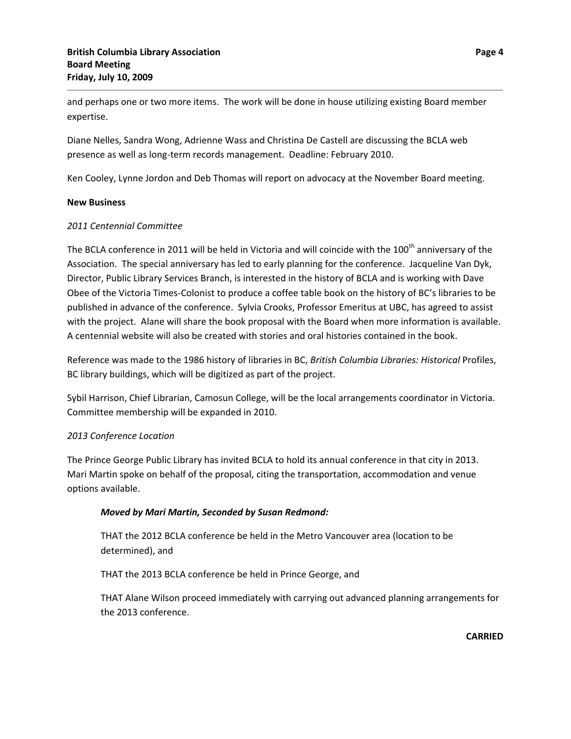and perhaps one or two more items. The work will be done in house utilizing existing Board member expertise.

Diane Nelles, Sandra Wong, Adrienne Wass and Christina De Castell are discussing the BCLA web presence as well as long-term records management. Deadline: February 2010.

Ken Cooley, Lynne Jordon and Deb Thomas will report on advocacy at the November Board meeting.

**New Business**

*2011 Centennial Committee*

The BCLA conference in 2011 will be held in Victoria and will coincide with the 100th anniversary of the Association. The special anniversary has led to early planning for the conference. Jacqueline Van Dyk, Director, Public Library Services Branch, is interested in the history of BCLA and is working with Dave Obee of the Victoria Times-Colonist to produce a coffee table book on the history of BC's libraries to be published in advance of the conference. Sylvia Crooks, Professor Emeritus at UBC, has agreed to assist with the project. Alane will share the book proposal with the Board when more information is available. A centennial website will also be created with stories and oral histories contained in the book.

Reference was made to the 1986 history of libraries in BC, *British Columbia Libraries: Historical* Profiles, BC library buildings, which will be digitized as part of the project.

Sybil Harrison, Chief Librarian, Camosun College, will be the local arrangements coordinator in Victoria. Committee membership will be expanded in 2010.

*2013 Conference Location*

The Prince George Public Library has invited BCLA to hold its annual conference in that city in 2013. Mari Martin spoke on behalf of the proposal, citing the transportation, accommodation and venue options available.

> ***Moved by Mari Martin, Seconded by Susan Redmond:***
>
> THAT the 2012 BCLA conference be held in the Metro Vancouver area (location to be determined), and
>
> THAT the 2013 BCLA conference be held in Prince George, and
>
> THAT Alane Wilson proceed immediately with carrying out advanced planning arrangements for the 2013 conference.

**CARRIED**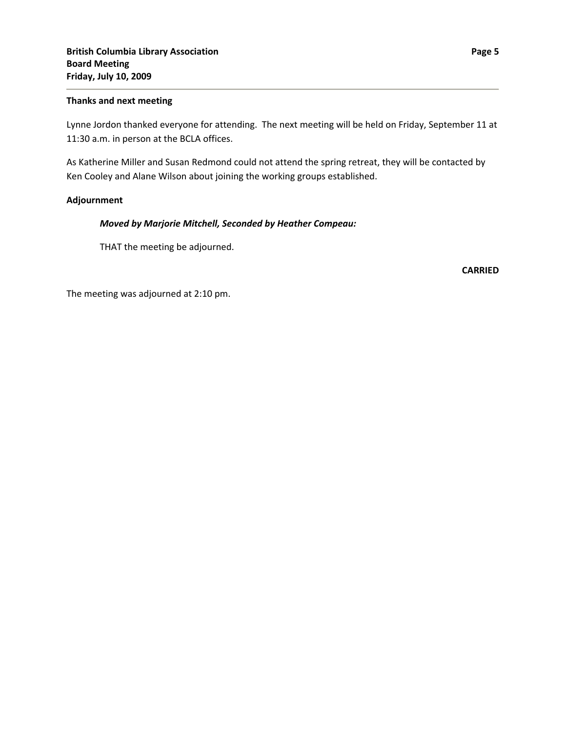**Thanks and next meeting**

Lynne Jordon thanked everyone for attending. The next meeting will be held on Friday, September 11 at 11:30 a.m. in person at the BCLA offices.

As Katherine Miller and Susan Redmond could not attend the spring retreat, they will be contacted by Ken Cooley and Alane Wilson about joining the working groups established.

**Adjournment**

> ***Moved by Marjorie Mitchell, Seconded by Heather Compeau:***
>
> THAT the meeting be adjourned.

**CARRIED**

The meeting was adjourned at 2:10 pm.